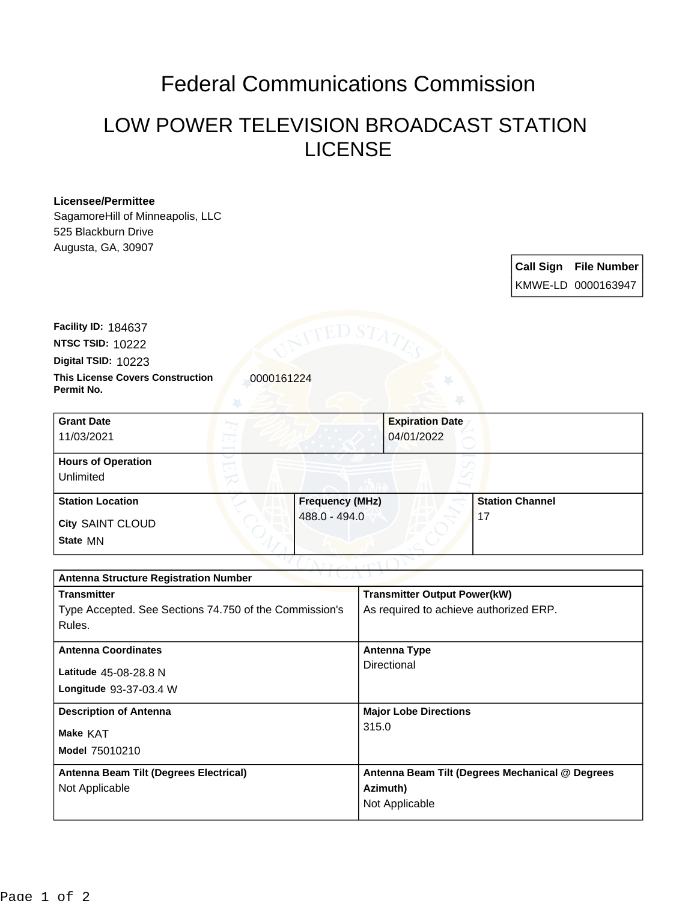# Federal Communications Commission

## LOW POWER TELEVISION BROADCAST STATION LICENSE

**Licensee/Permittee**
SagamoreHill of Minneapolis, LLC
525 Blackburn Drive
Augusta, GA, 30907

| Call Sign | File Number |
| --- | --- |
| KMWE-LD | 0000163947 |

**Facility ID:** 184637
**NTSC TSID:** 10222
**Digital TSID:** 10223
**This License Covers Construction Permit No.** 0000161224

| Grant Date | Expiration Date |
| --- | --- |
| 11/03/2021 | 04/01/2022 |

**Hours of Operation**
Unlimited

| Station Location | Frequency (MHz) | Station Channel |
| --- | --- | --- |
| City SAINT CLOUD<br>State MN | 488.0 - 494.0 | 17 |

**Antenna Structure Registration Number**

| Transmitter | Transmitter Output Power(kW) |
| --- | --- |
| Type Accepted. See Sections 74.750 of the Commission's Rules. | As required to achieve authorized ERP. |

| Antenna Coordinates | Antenna Type |
| --- | --- |
| Latitude 45-08-28.8 N<br>Longitude 93-37-03.4 W | Directional |

| Description of Antenna | Major Lobe Directions |
| --- | --- |
| Make KAT<br>Model 75010210 | 315.0 |

| Antenna Beam Tilt (Degrees Electrical) | Antenna Beam Tilt (Degrees Mechanical @ Degrees Azimuth) |
| --- | --- |
| Not Applicable | Not Applicable |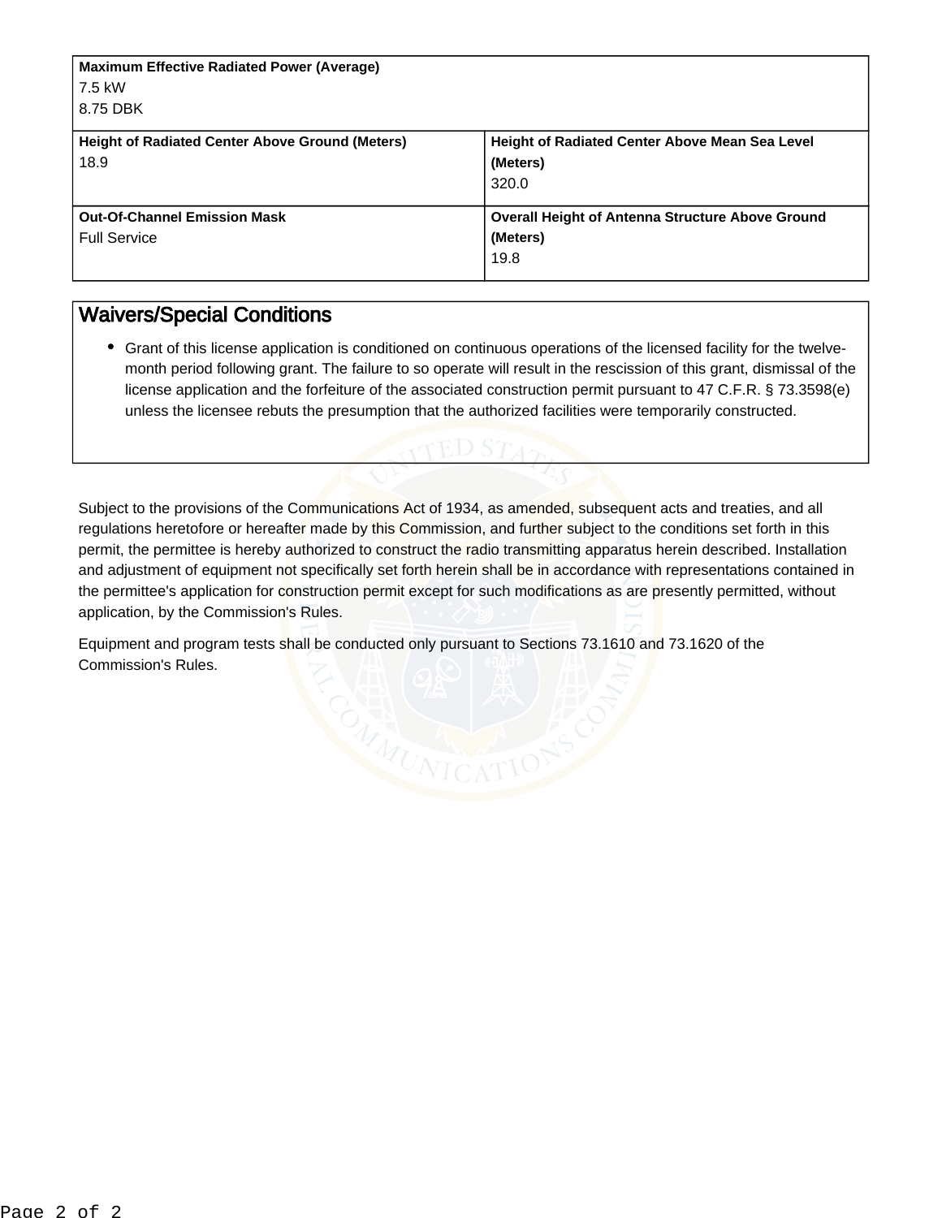| | |
|---|---|
| **Maximum Effective Radiated Power (Average)**<br>7.5 kW<br>8.75 DBK | |
| **Height of Radiated Center Above Ground (Meters)**<br>18.9 | **Height of Radiated Center Above Mean Sea Level (Meters)**<br>320.0 |
| **Out-Of-Channel Emission Mask**<br>Full Service | **Overall Height of Antenna Structure Above Ground (Meters)**<br>19.8 |

## Waivers/Special Conditions

- Grant of this license application is conditioned on continuous operations of the licensed facility for the twelve-month period following grant. The failure to so operate will result in the rescission of this grant, dismissal of the license application and the forfeiture of the associated construction permit pursuant to 47 C.F.R. § 73.3598(e) unless the licensee rebuts the presumption that the authorized facilities were temporarily constructed.

Subject to the provisions of the Communications Act of 1934, as amended, subsequent acts and treaties, and all regulations heretofore or hereafter made by this Commission, and further subject to the conditions set forth in this permit, the permittee is hereby authorized to construct the radio transmitting apparatus herein described. Installation and adjustment of equipment not specifically set forth herein shall be in accordance with representations contained in the permittee's application for construction permit except for such modifications as are presently permitted, without application, by the Commission's Rules.

Equipment and program tests shall be conducted only pursuant to Sections 73.1610 and 73.1620 of the Commission's Rules.